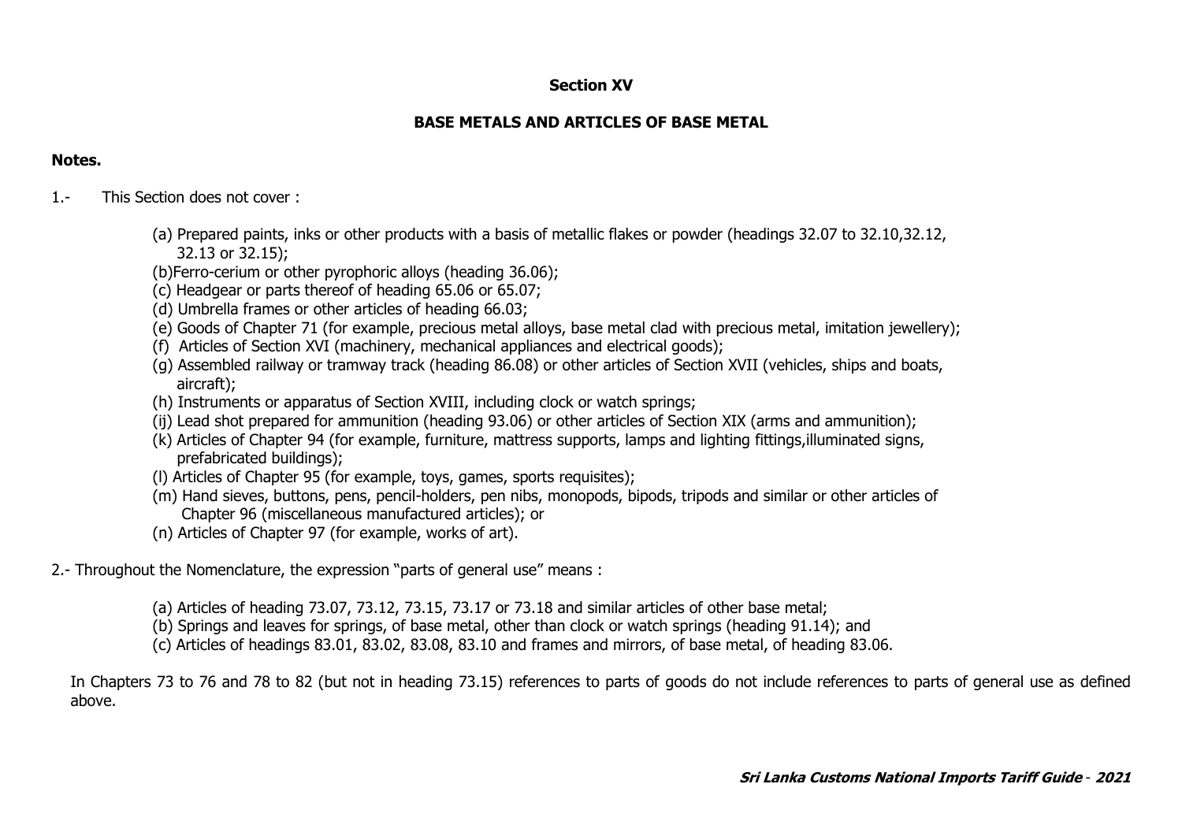# Section XV

## BASE METALS AND ARTICLES OF BASE METAL

**Notes.**

1.- This Section does not cover :

(a) Prepared paints, inks or other products with a basis of metallic flakes or powder (headings 32.07 to 32.10,32.12, 32.13 or 32.15);
(b)Ferro-cerium or other pyrophoric alloys (heading 36.06);
(c) Headgear or parts thereof of heading 65.06 or 65.07;
(d) Umbrella frames or other articles of heading 66.03;
(e) Goods of Chapter 71 (for example, precious metal alloys, base metal clad with precious metal, imitation jewellery);
(f) Articles of Section XVI (machinery, mechanical appliances and electrical goods);
(g) Assembled railway or tramway track (heading 86.08) or other articles of Section XVII (vehicles, ships and boats, aircraft);
(h) Instruments or apparatus of Section XVIII, including clock or watch springs;
(ij) Lead shot prepared for ammunition (heading 93.06) or other articles of Section XIX (arms and ammunition);
(k) Articles of Chapter 94 (for example, furniture, mattress supports, lamps and lighting fittings,illuminated signs, prefabricated buildings);
(l) Articles of Chapter 95 (for example, toys, games, sports requisites);
(m) Hand sieves, buttons, pens, pencil-holders, pen nibs, monopods, bipods, tripods and similar or other articles of Chapter 96 (miscellaneous manufactured articles); or
(n) Articles of Chapter 97 (for example, works of art).

2.- Throughout the Nomenclature, the expression "parts of general use" means :

(a) Articles of heading 73.07, 73.12, 73.15, 73.17 or 73.18 and similar articles of other base metal;
(b) Springs and leaves for springs, of base metal, other than clock or watch springs (heading 91.14); and
(c) Articles of headings 83.01, 83.02, 83.08, 83.10 and frames and mirrors, of base metal, of heading 83.06.

In Chapters 73 to 76 and 78 to 82 (but not in heading 73.15) references to parts of goods do not include references to parts of general use as defined above.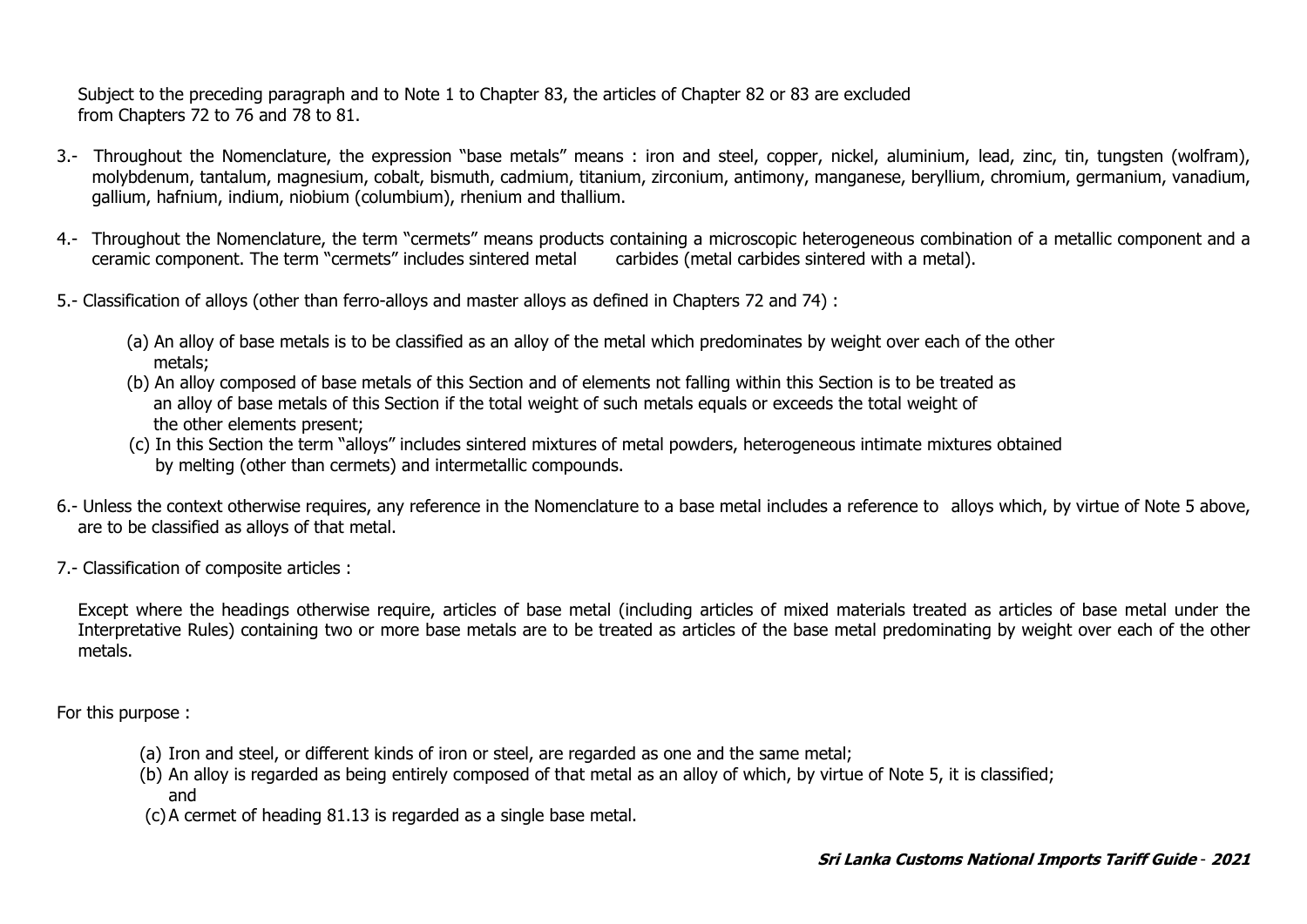Subject to the preceding paragraph and to Note 1 to Chapter 83, the articles of Chapter 82 or 83 are excluded from Chapters 72 to 76 and 78 to 81.

3.- Throughout the Nomenclature, the expression "base metals" means : iron and steel, copper, nickel, aluminium, lead, zinc, tin, tungsten (wolfram), molybdenum, tantalum, magnesium, cobalt, bismuth, cadmium, titanium, zirconium, antimony, manganese, beryllium, chromium, germanium, vanadium, gallium, hafnium, indium, niobium (columbium), rhenium and thallium.

4.- Throughout the Nomenclature, the term "cermets" means products containing a microscopic heterogeneous combination of a metallic component and a ceramic component. The term "cermets" includes sintered metal carbides (metal carbides sintered with a metal).

5.- Classification of alloys (other than ferro-alloys and master alloys as defined in Chapters 72 and 74) :

(a) An alloy of base metals is to be classified as an alloy of the metal which predominates by weight over each of the other metals;
(b) An alloy composed of base metals of this Section and of elements not falling within this Section is to be treated as an alloy of base metals of this Section if the total weight of such metals equals or exceeds the total weight of the other elements present;
(c) In this Section the term "alloys" includes sintered mixtures of metal powders, heterogeneous intimate mixtures obtained by melting (other than cermets) and intermetallic compounds.

6.- Unless the context otherwise requires, any reference in the Nomenclature to a base metal includes a reference to alloys which, by virtue of Note 5 above, are to be classified as alloys of that metal.

7.- Classification of composite articles :

Except where the headings otherwise require, articles of base metal (including articles of mixed materials treated as articles of base metal under the Interpretative Rules) containing two or more base metals are to be treated as articles of the base metal predominating by weight over each of the other metals.

For this purpose :

(a) Iron and steel, or different kinds of iron or steel, are regarded as one and the same metal;
(b) An alloy is regarded as being entirely composed of that metal as an alloy of which, by virtue of Note 5, it is classified; and
(c) A cermet of heading 81.13 is regarded as a single base metal.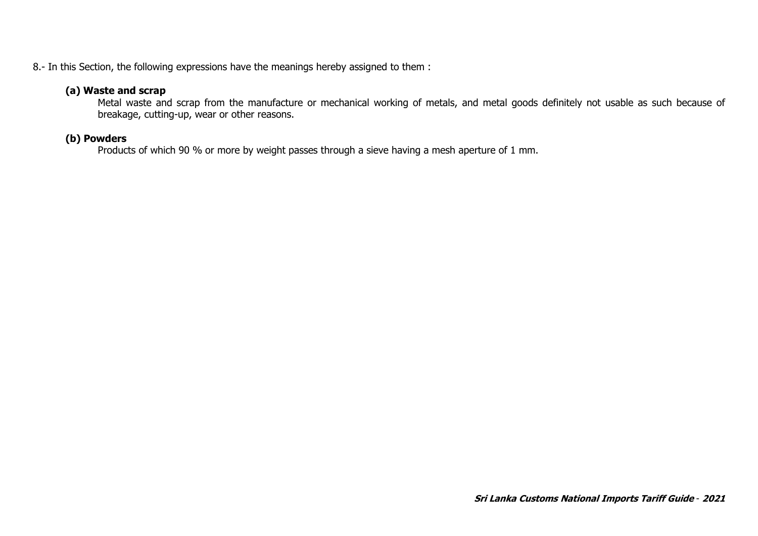8.- In this Section, the following expressions have the meanings hereby assigned to them :

**(a) Waste and scrap**

Metal waste and scrap from the manufacture or mechanical working of metals, and metal goods definitely not usable as such because of breakage, cutting-up, wear or other reasons.

**(b) Powders**

Products of which 90 % or more by weight passes through a sieve having a mesh aperture of 1 mm.